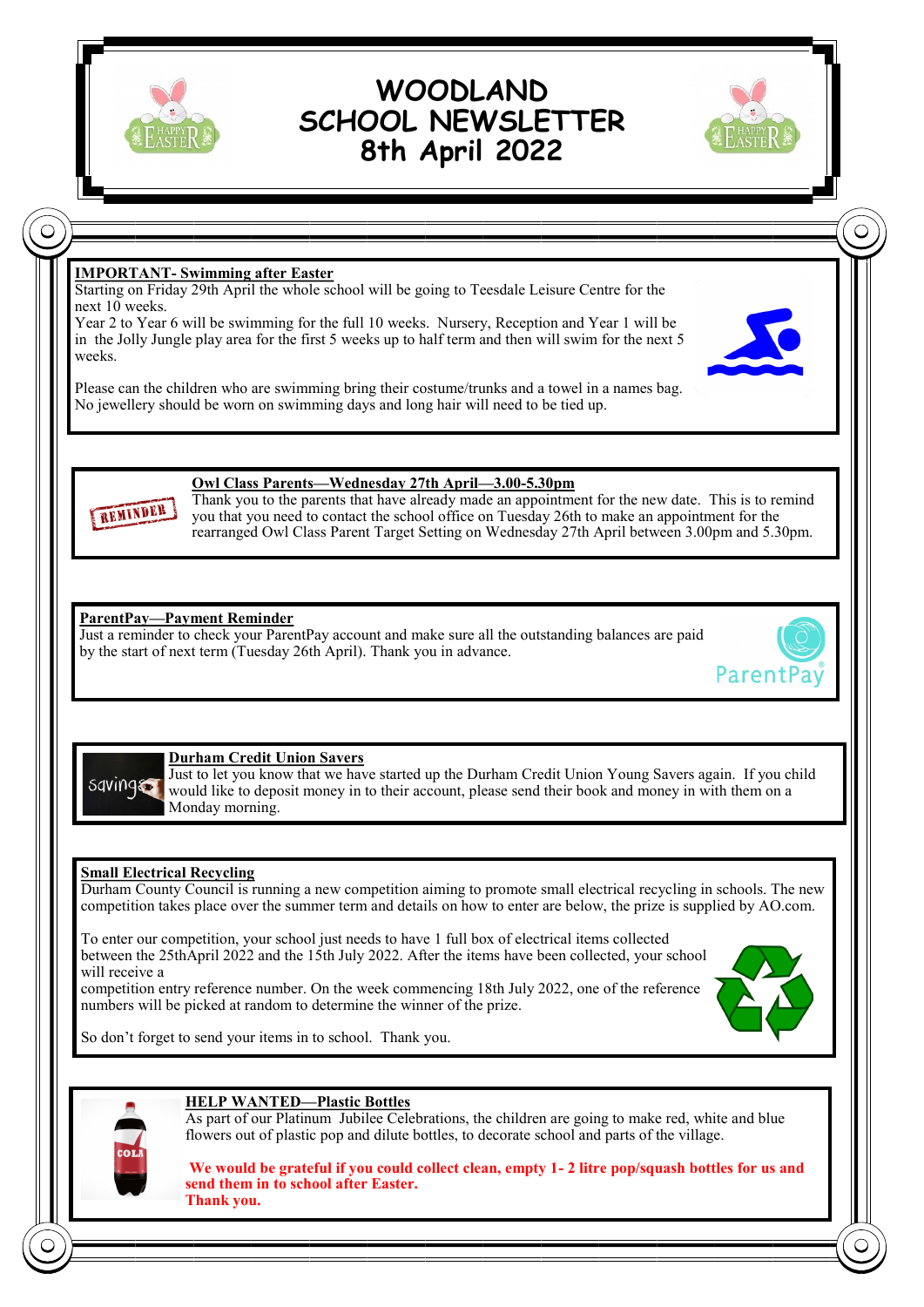# WOODLAND SCHOOL NEWSLETTER

## 8th April 2022

### IMPORTANT- Swimming after Easter

Starting on Friday 29th April the whole school will be going to Teesdale Leisure Centre for the next 10 weeks.

Year 2 to Year 6 will be swimming for the full 10 weeks. Nursery, Reception and Year 1 will be in the Jolly Jungle play area for the first 5 weeks up to half term and then will swim for the next 5 weeks.

Please can the children who are swimming bring their costume/trunks and a towel in a names bag. No jewellery should be worn on swimming days and long hair will need to be tied up.

### Owl Class Parents—Wednesday 27th April—3.00-5.30pm

Thank you to the parents that have already made an appointment for the new date. This is to remind you that you need to contact the school office on Tuesday 26th to make an appointment for the rearranged Owl Class Parent Target Setting on Wednesday 27th April between 3.00pm and 5.30pm.

### ParentPay—Payment Reminder

Just a reminder to check your ParentPay account and make sure all the outstanding balances are paid by the start of next term (Tuesday 26th April). Thank you in advance.

### Durham Credit Union Savers

Just to let you know that we have started up the Durham Credit Union Young Savers again. If you child would like to deposit money in to their account, please send their book and money in with them on a Monday morning.

### Small Electrical Recycling

Durham County Council is running a new competition aiming to promote small electrical recycling in schools. The new competition takes place over the summer term and details on how to enter are below, the prize is supplied by AO.com.

To enter our competition, your school just needs to have 1 full box of electrical items collected between the 25thApril 2022 and the 15th July 2022. After the items have been collected, your school will receive a competition entry reference number. On the week commencing 18th July 2022, one of the reference numbers will be picked at random to determine the winner of the prize.

So don't forget to send your items in to school. Thank you.

### HELP WANTED—Plastic Bottles

As part of our Platinum Jubilee Celebrations, the children are going to make red, white and blue flowers out of plastic pop and dilute bottles, to decorate school and parts of the village.

**We would be grateful if you could collect clean, empty 1- 2 litre pop/squash bottles for us and send them in to school after Easter.**

**Thank you.**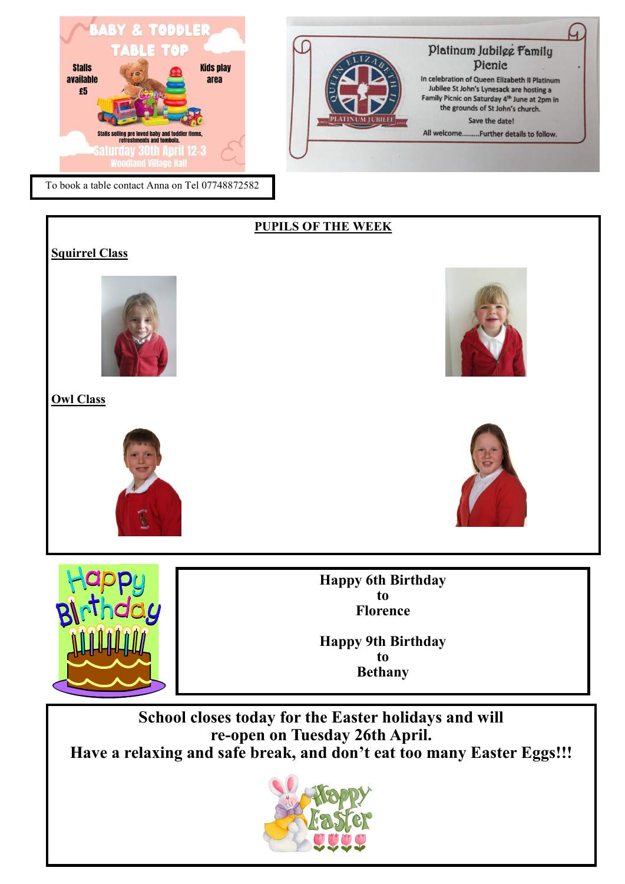BABY & TODDLER TABLE TOP

Stalls available £5

Kids play area

Stalls selling pre loved baby and toddler items, refreshments and tombola.

Saturday 30th April 12-3
Woodland Village Hall

To book a table contact Anna on Tel 07748872582

**Platinum Jubilee Family Picnic**

In celebration of Queen Elizabeth II Platinum Jubilee St John's Lynesack are hosting a Family Picnic on Saturday 4th June at 2pm in the grounds of St John's church.

Save the date!

All welcome.........Further details to follow.

## PUPILS OF THE WEEK

**Squirrel Class**

**Owl Class**

Happy Birthday

**Happy 6th Birthday**
**to**
**Florence**

**Happy 9th Birthday**
**to**
**Bethany**

**School closes today for the Easter holidays and will re-open on Tuesday 26th April.**
**Have a relaxing and safe break, and don't eat too many Easter Eggs!!!**

Happy Easter